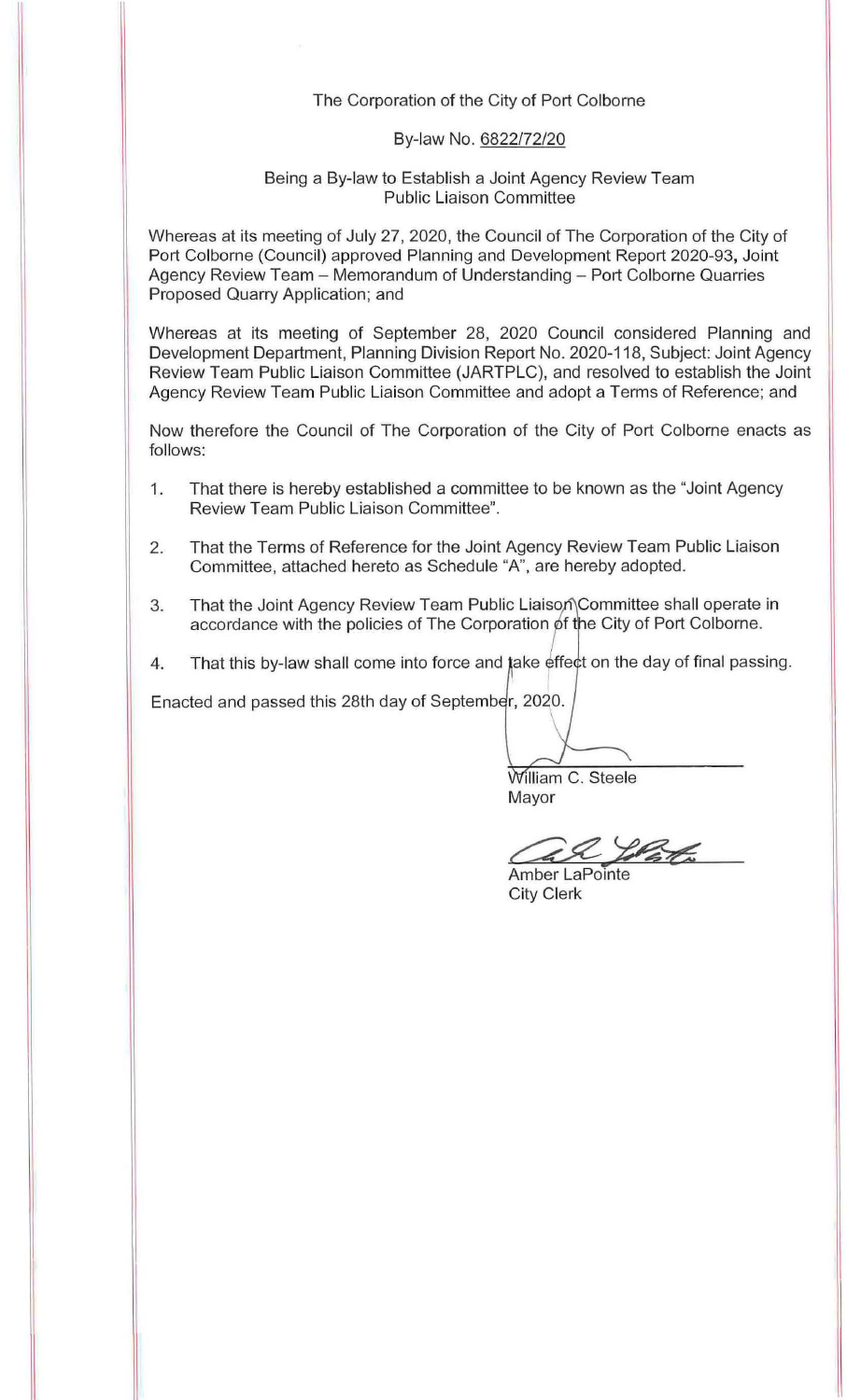The Corporation of the City of Port Colborne

By-law No. 6822/72/20

Being a By-law to Establish a Joint Agency Review Team Public Liaison Committee

Whereas at its meeting of July 27, 2020, the Council of The Corporation of the City of Port Colborne (Council) approved Planning and Development Report 2020-93, Joint Agency Review Team – Memorandum of Understanding – Port Colborne Quarries Proposed Quarry Application; and

Whereas at its meeting of September 28, 2020 Council considered Planning and Development Department, Planning Division Report No. 2020-118, Subject: Joint Agency Review Team Public Liaison Committee (JARTPLC), and resolved to establish the Joint Agency Review Team Public Liaison Committee and adopt a Terms of Reference; and

Now therefore the Council of The Corporation of the City of Port Colborne enacts as follows:

1. That there is hereby established a committee to be known as the "Joint Agency Review Team Public Liaison Committee".
2. That the Terms of Reference for the Joint Agency Review Team Public Liaison Committee, attached hereto as Schedule "A", are hereby adopted.
3. That the Joint Agency Review Team Public Liaison Committee shall operate in accordance with the policies of The Corporation of the City of Port Colborne.
4. That this by-law shall come into force and take effect on the day of final passing.

Enacted and passed this 28th day of September, 2020.

William C. Steele
Mayor

Amber LaPointe
City Clerk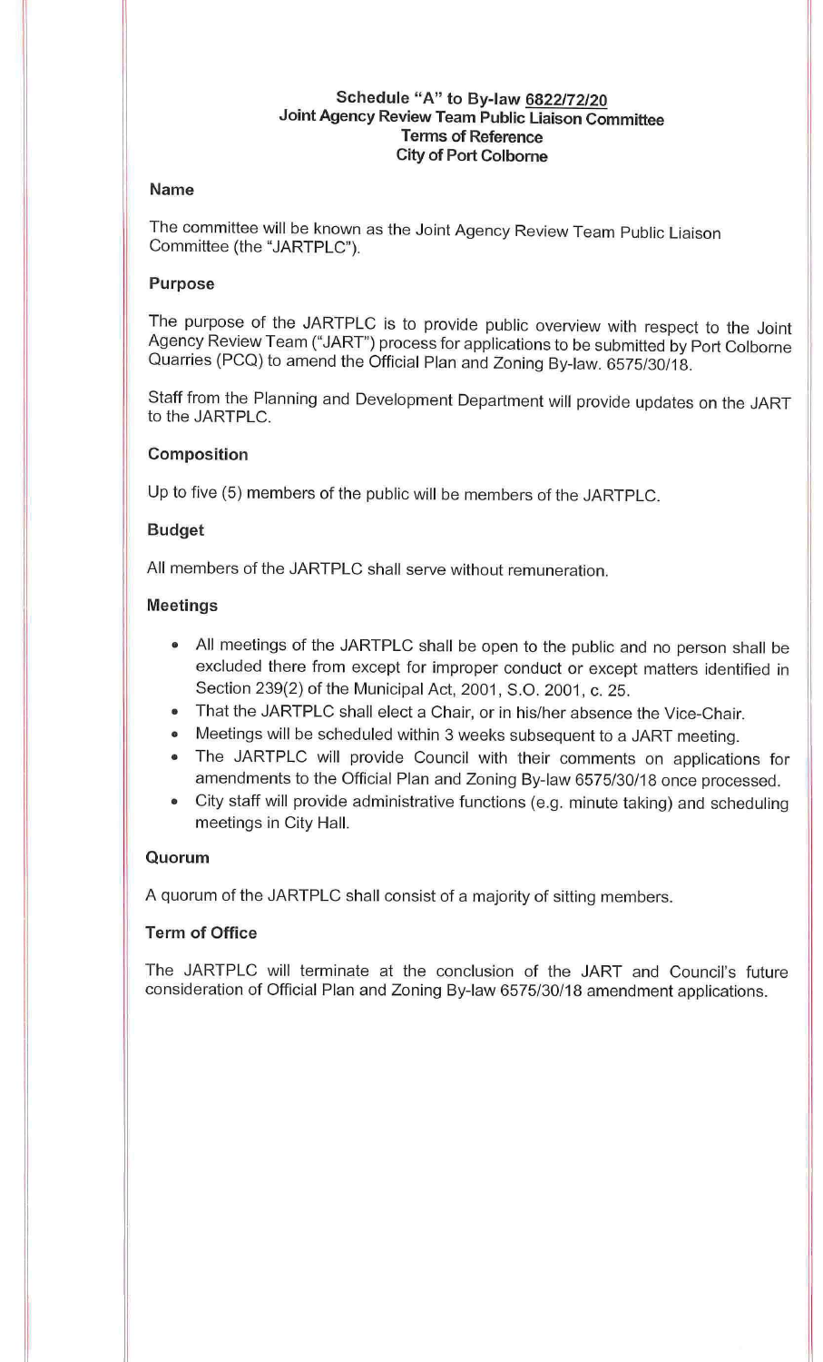**Schedule "A" to By-law 6822/72/20**
**Joint Agency Review Team Public Liaison Committee**
**Terms of Reference**
**City of Port Colborne**

## Name

The committee will be known as the Joint Agency Review Team Public Liaison Committee (the "JARTPLC").

## Purpose

The purpose of the JARTPLC is to provide public overview with respect to the Joint Agency Review Team ("JART") process for applications to be submitted by Port Colborne Quarries (PCQ) to amend the Official Plan and Zoning By-law. 6575/30/18.

Staff from the Planning and Development Department will provide updates on the JART to the JARTPLC.

## Composition

Up to five (5) members of the public will be members of the JARTPLC.

## Budget

All members of the JARTPLC shall serve without remuneration.

## Meetings

- All meetings of the JARTPLC shall be open to the public and no person shall be excluded there from except for improper conduct or except matters identified in Section 239(2) of the Municipal Act, 2001, S.O. 2001, c. 25.
- That the JARTPLC shall elect a Chair, or in his/her absence the Vice-Chair.
- Meetings will be scheduled within 3 weeks subsequent to a JART meeting.
- The JARTPLC will provide Council with their comments on applications for amendments to the Official Plan and Zoning By-law 6575/30/18 once processed.
- City staff will provide administrative functions (e.g. minute taking) and scheduling meetings in City Hall.

## Quorum

A quorum of the JARTPLC shall consist of a majority of sitting members.

## Term of Office

The JARTPLC will terminate at the conclusion of the JART and Council's future consideration of Official Plan and Zoning By-law 6575/30/18 amendment applications.